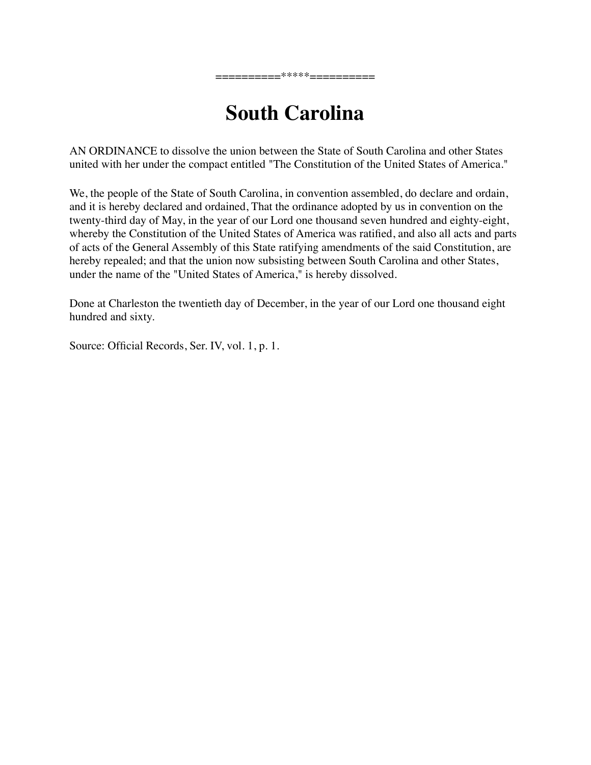==========*****==========

# South Carolina

AN ORDINANCE to dissolve the union between the State of South Carolina and other States united with her under the compact entitled "The Constitution of the United States of America."

We, the people of the State of South Carolina, in convention assembled, do declare and ordain, and it is hereby declared and ordained, That the ordinance adopted by us in convention on the twenty-third day of May, in the year of our Lord one thousand seven hundred and eighty-eight, whereby the Constitution of the United States of America was ratified, and also all acts and parts of acts of the General Assembly of this State ratifying amendments of the said Constitution, are hereby repealed; and that the union now subsisting between South Carolina and other States, under the name of the "United States of America," is hereby dissolved.

Done at Charleston the twentieth day of December, in the year of our Lord one thousand eight hundred and sixty.

Source: Official Records, Ser. IV, vol. 1, p. 1.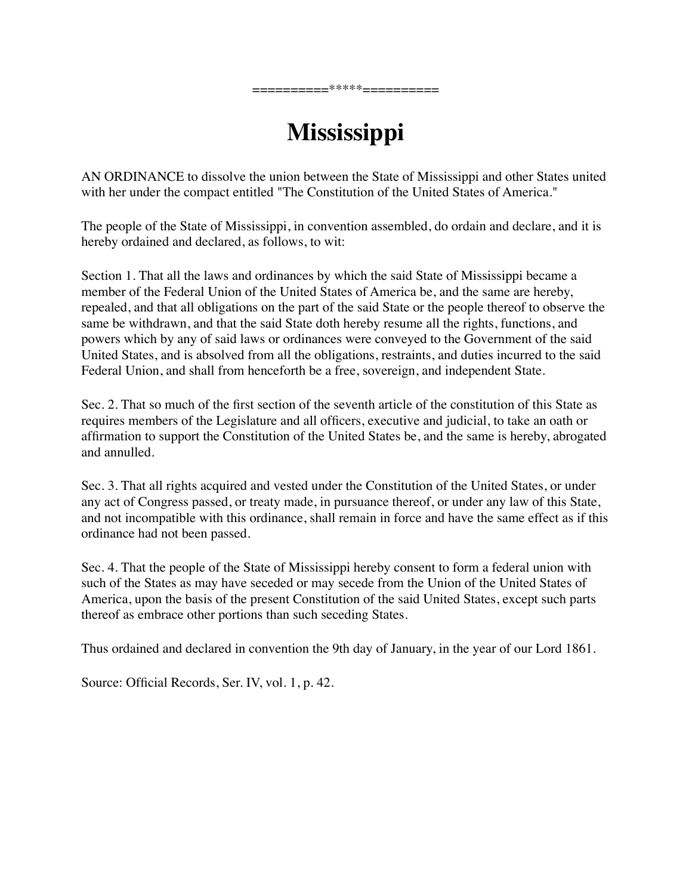==========*****==========

# Mississippi

AN ORDINANCE to dissolve the union between the State of Mississippi and other States united with her under the compact entitled "The Constitution of the United States of America."

The people of the State of Mississippi, in convention assembled, do ordain and declare, and it is hereby ordained and declared, as follows, to wit:

Section 1. That all the laws and ordinances by which the said State of Mississippi became a member of the Federal Union of the United States of America be, and the same are hereby, repealed, and that all obligations on the part of the said State or the people thereof to observe the same be withdrawn, and that the said State doth hereby resume all the rights, functions, and powers which by any of said laws or ordinances were conveyed to the Government of the said United States, and is absolved from all the obligations, restraints, and duties incurred to the said Federal Union, and shall from henceforth be a free, sovereign, and independent State.

Sec. 2. That so much of the first section of the seventh article of the constitution of this State as requires members of the Legislature and all officers, executive and judicial, to take an oath or affirmation to support the Constitution of the United States be, and the same is hereby, abrogated and annulled.

Sec. 3. That all rights acquired and vested under the Constitution of the United States, or under any act of Congress passed, or treaty made, in pursuance thereof, or under any law of this State, and not incompatible with this ordinance, shall remain in force and have the same effect as if this ordinance had not been passed.

Sec. 4. That the people of the State of Mississippi hereby consent to form a federal union with such of the States as may have seceded or may secede from the Union of the United States of America, upon the basis of the present Constitution of the said United States, except such parts thereof as embrace other portions than such seceding States.

Thus ordained and declared in convention the 9th day of January, in the year of our Lord 1861.

Source: Official Records, Ser. IV, vol. 1, p. 42.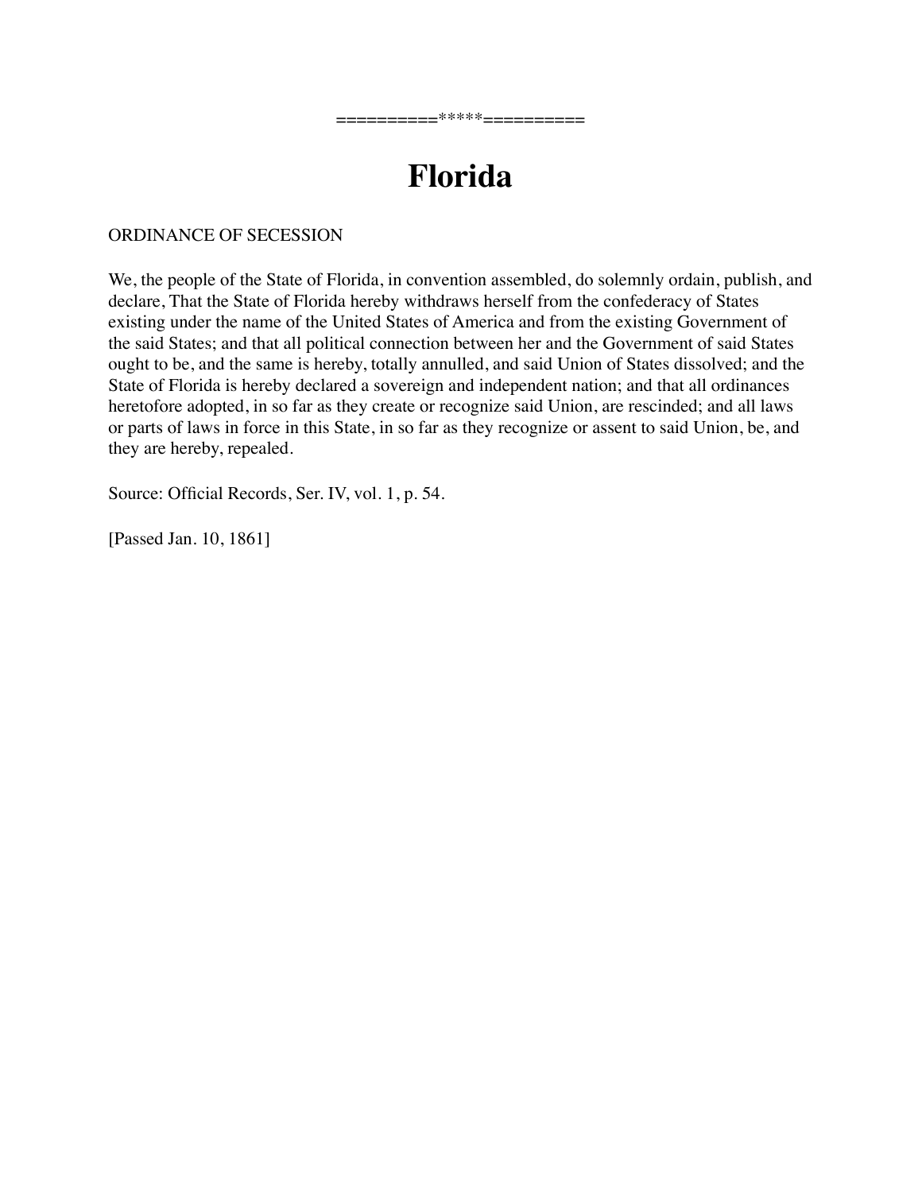==========*****==========

# Florida

ORDINANCE OF SECESSION

We, the people of the State of Florida, in convention assembled, do solemnly ordain, publish, and declare, That the State of Florida hereby withdraws herself from the confederacy of States existing under the name of the United States of America and from the existing Government of the said States; and that all political connection between her and the Government of said States ought to be, and the same is hereby, totally annulled, and said Union of States dissolved; and the State of Florida is hereby declared a sovereign and independent nation; and that all ordinances heretofore adopted, in so far as they create or recognize said Union, are rescinded; and all laws or parts of laws in force in this State, in so far as they recognize or assent to said Union, be, and they are hereby, repealed.

Source: Official Records, Ser. IV, vol. 1, p. 54.

[Passed Jan. 10, 1861]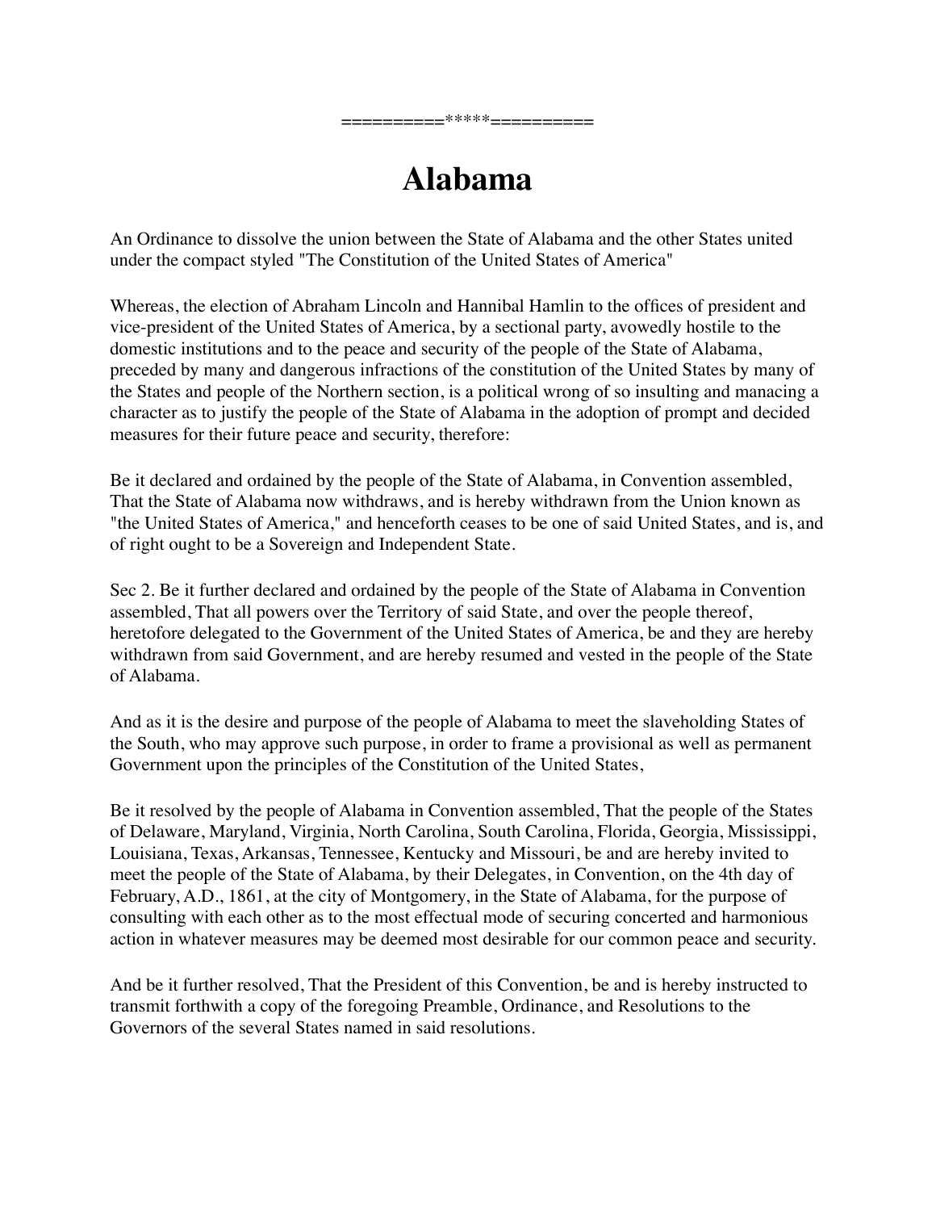==========*****==========

# Alabama

An Ordinance to dissolve the union between the State of Alabama and the other States united under the compact styled "The Constitution of the United States of America"

Whereas, the election of Abraham Lincoln and Hannibal Hamlin to the offices of president and vice-president of the United States of America, by a sectional party, avowedly hostile to the domestic institutions and to the peace and security of the people of the State of Alabama, preceded by many and dangerous infractions of the constitution of the United States by many of the States and people of the Northern section, is a political wrong of so insulting and manacing a character as to justify the people of the State of Alabama in the adoption of prompt and decided measures for their future peace and security, therefore:

Be it declared and ordained by the people of the State of Alabama, in Convention assembled, That the State of Alabama now withdraws, and is hereby withdrawn from the Union known as "the United States of America," and henceforth ceases to be one of said United States, and is, and of right ought to be a Sovereign and Independent State.

Sec 2. Be it further declared and ordained by the people of the State of Alabama in Convention assembled, That all powers over the Territory of said State, and over the people thereof, heretofore delegated to the Government of the United States of America, be and they are hereby withdrawn from said Government, and are hereby resumed and vested in the people of the State of Alabama.

And as it is the desire and purpose of the people of Alabama to meet the slaveholding States of the South, who may approve such purpose, in order to frame a provisional as well as permanent Government upon the principles of the Constitution of the United States,

Be it resolved by the people of Alabama in Convention assembled, That the people of the States of Delaware, Maryland, Virginia, North Carolina, South Carolina, Florida, Georgia, Mississippi, Louisiana, Texas, Arkansas, Tennessee, Kentucky and Missouri, be and are hereby invited to meet the people of the State of Alabama, by their Delegates, in Convention, on the 4th day of February, A.D., 1861, at the city of Montgomery, in the State of Alabama, for the purpose of consulting with each other as to the most effectual mode of securing concerted and harmonious action in whatever measures may be deemed most desirable for our common peace and security.

And be it further resolved, That the President of this Convention, be and is hereby instructed to transmit forthwith a copy of the foregoing Preamble, Ordinance, and Resolutions to the Governors of the several States named in said resolutions.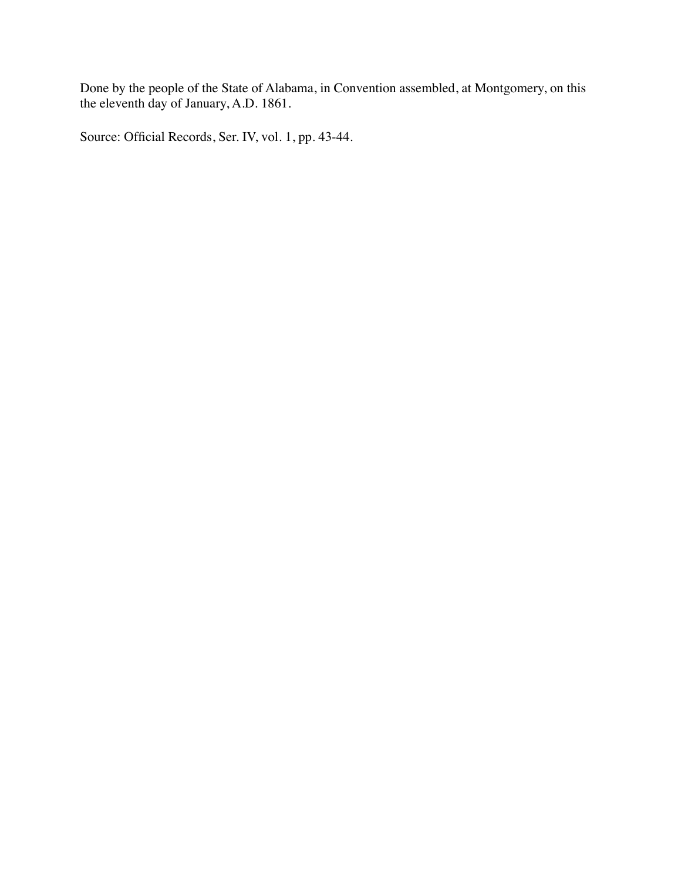Done by the people of the State of Alabama, in Convention assembled, at Montgomery, on this the eleventh day of January, A.D. 1861.

Source: Official Records, Ser. IV, vol. 1, pp. 43-44.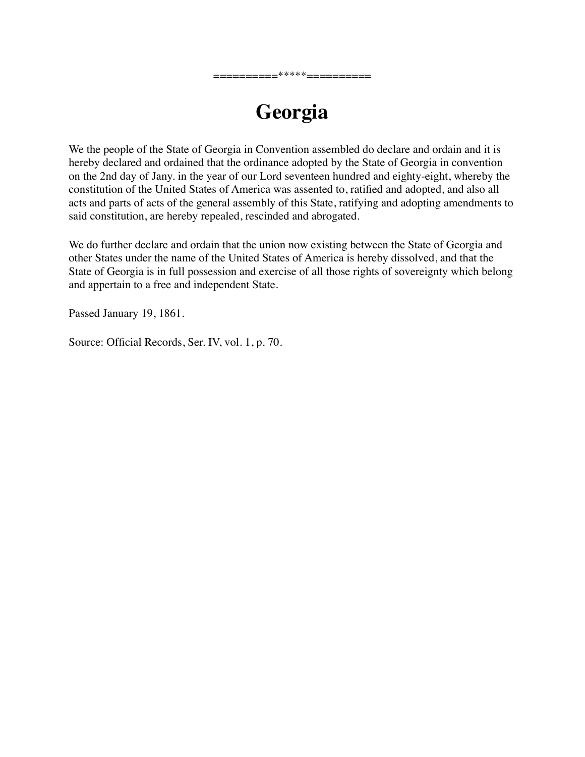==========*****==========

# Georgia

We the people of the State of Georgia in Convention assembled do declare and ordain and it is hereby declared and ordained that the ordinance adopted by the State of Georgia in convention on the 2nd day of Jany. in the year of our Lord seventeen hundred and eighty-eight, whereby the constitution of the United States of America was assented to, ratified and adopted, and also all acts and parts of acts of the general assembly of this State, ratifying and adopting amendments to said constitution, are hereby repealed, rescinded and abrogated.

We do further declare and ordain that the union now existing between the State of Georgia and other States under the name of the United States of America is hereby dissolved, and that the State of Georgia is in full possession and exercise of all those rights of sovereignty which belong and appertain to a free and independent State.

Passed January 19, 1861.

Source: Official Records, Ser. IV, vol. 1, p. 70.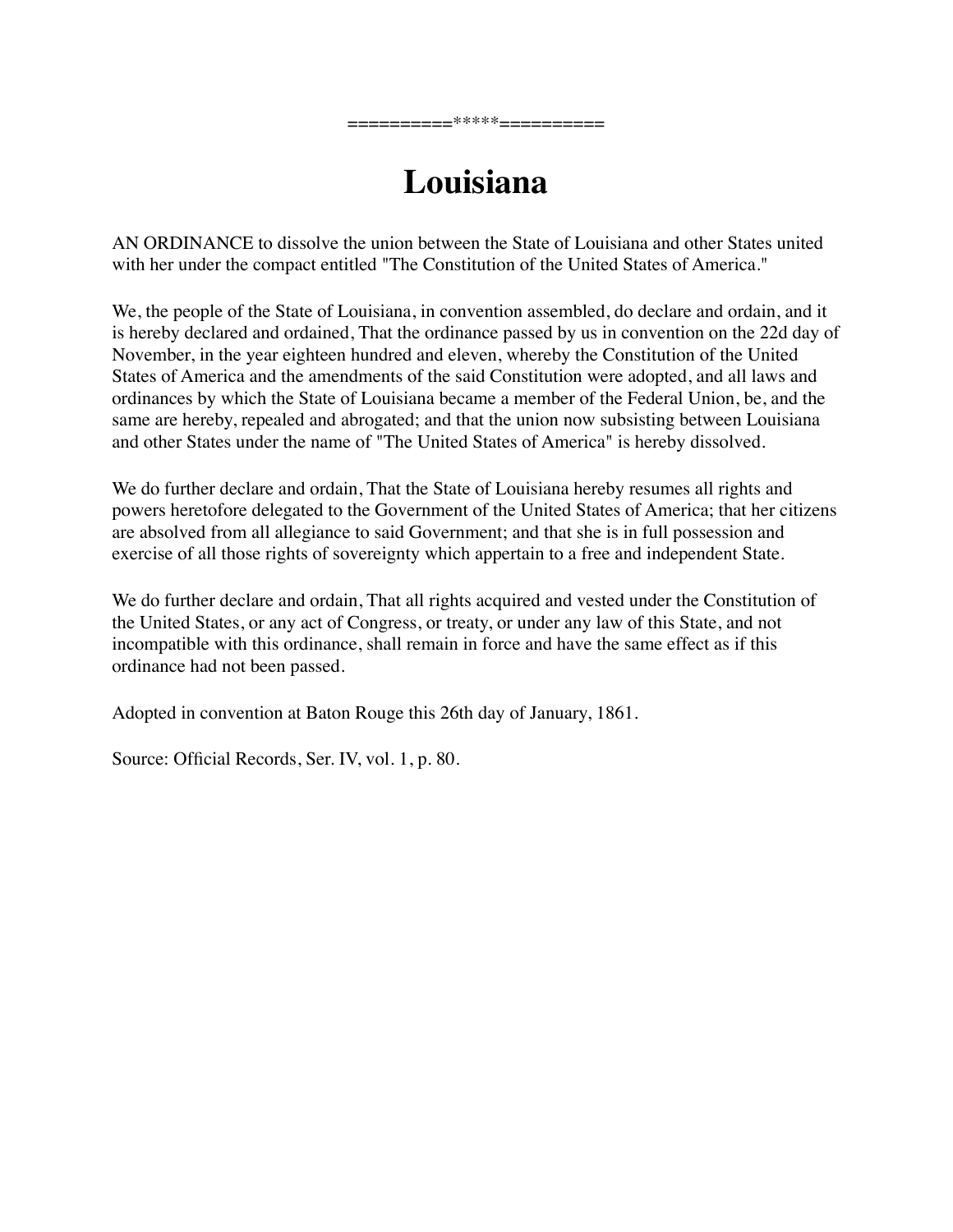==========*****==========

# Louisiana

AN ORDINANCE to dissolve the union between the State of Louisiana and other States united with her under the compact entitled "The Constitution of the United States of America."

We, the people of the State of Louisiana, in convention assembled, do declare and ordain, and it is hereby declared and ordained, That the ordinance passed by us in convention on the 22d day of November, in the year eighteen hundred and eleven, whereby the Constitution of the United States of America and the amendments of the said Constitution were adopted, and all laws and ordinances by which the State of Louisiana became a member of the Federal Union, be, and the same are hereby, repealed and abrogated; and that the union now subsisting between Louisiana and other States under the name of "The United States of America" is hereby dissolved.

We do further declare and ordain, That the State of Louisiana hereby resumes all rights and powers heretofore delegated to the Government of the United States of America; that her citizens are absolved from all allegiance to said Government; and that she is in full possession and exercise of all those rights of sovereignty which appertain to a free and independent State.

We do further declare and ordain, That all rights acquired and vested under the Constitution of the United States, or any act of Congress, or treaty, or under any law of this State, and not incompatible with this ordinance, shall remain in force and have the same effect as if this ordinance had not been passed.

Adopted in convention at Baton Rouge this 26th day of January, 1861.

Source: Official Records, Ser. IV, vol. 1, p. 80.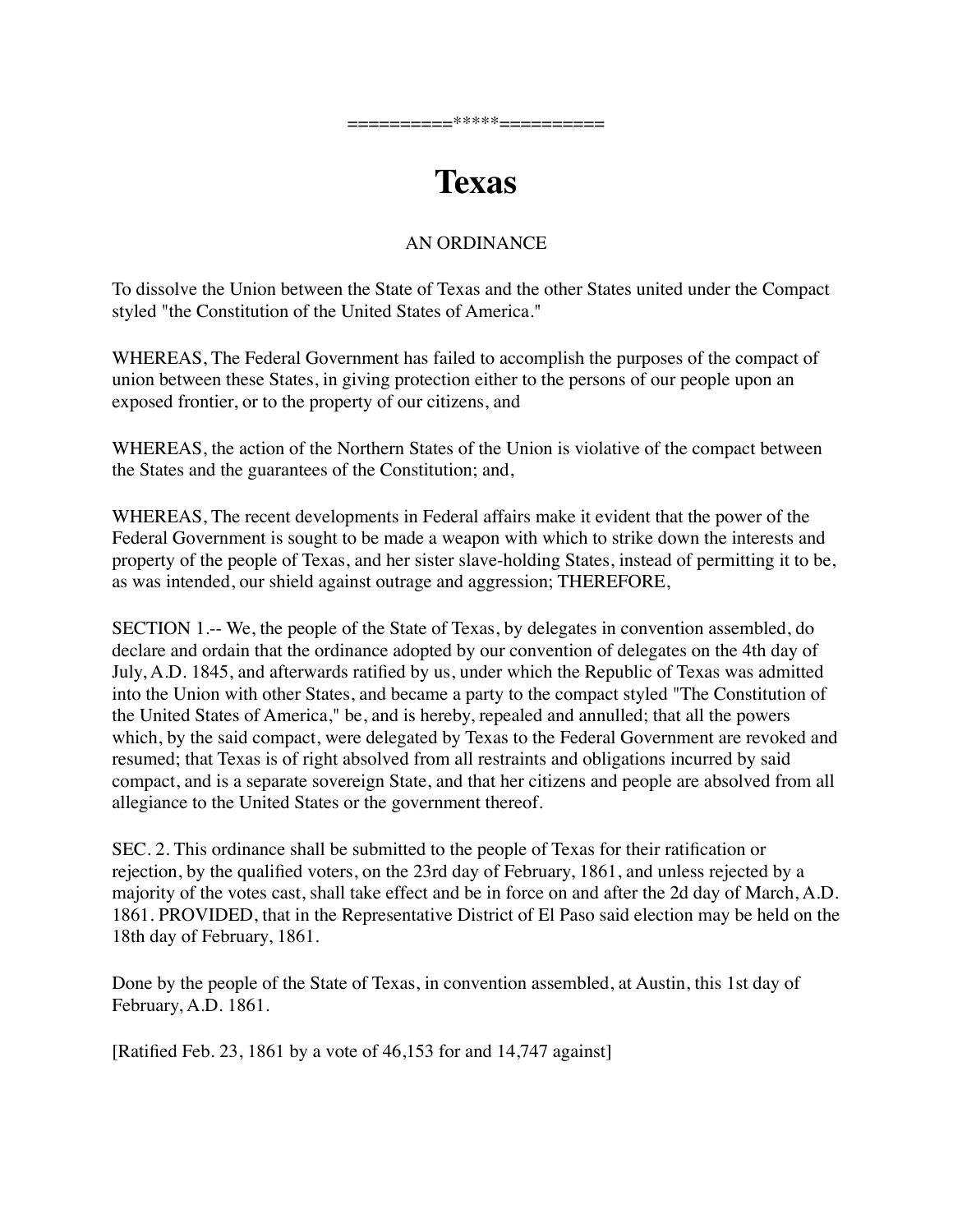==========*****==========

# Texas

AN ORDINANCE

To dissolve the Union between the State of Texas and the other States united under the Compact styled "the Constitution of the United States of America."

WHEREAS, The Federal Government has failed to accomplish the purposes of the compact of union between these States, in giving protection either to the persons of our people upon an exposed frontier, or to the property of our citizens, and

WHEREAS, the action of the Northern States of the Union is violative of the compact between the States and the guarantees of the Constitution; and,

WHEREAS, The recent developments in Federal affairs make it evident that the power of the Federal Government is sought to be made a weapon with which to strike down the interests and property of the people of Texas, and her sister slave-holding States, instead of permitting it to be, as was intended, our shield against outrage and aggression; THEREFORE,

SECTION 1.-- We, the people of the State of Texas, by delegates in convention assembled, do declare and ordain that the ordinance adopted by our convention of delegates on the 4th day of July, A.D. 1845, and afterwards ratified by us, under which the Republic of Texas was admitted into the Union with other States, and became a party to the compact styled "The Constitution of the United States of America," be, and is hereby, repealed and annulled; that all the powers which, by the said compact, were delegated by Texas to the Federal Government are revoked and resumed; that Texas is of right absolved from all restraints and obligations incurred by said compact, and is a separate sovereign State, and that her citizens and people are absolved from all allegiance to the United States or the government thereof.

SEC. 2. This ordinance shall be submitted to the people of Texas for their ratification or rejection, by the qualified voters, on the 23rd day of February, 1861, and unless rejected by a majority of the votes cast, shall take effect and be in force on and after the 2d day of March, A.D. 1861. PROVIDED, that in the Representative District of El Paso said election may be held on the 18th day of February, 1861.

Done by the people of the State of Texas, in convention assembled, at Austin, this 1st day of February, A.D. 1861.

[Ratified Feb. 23, 1861 by a vote of 46,153 for and 14,747 against]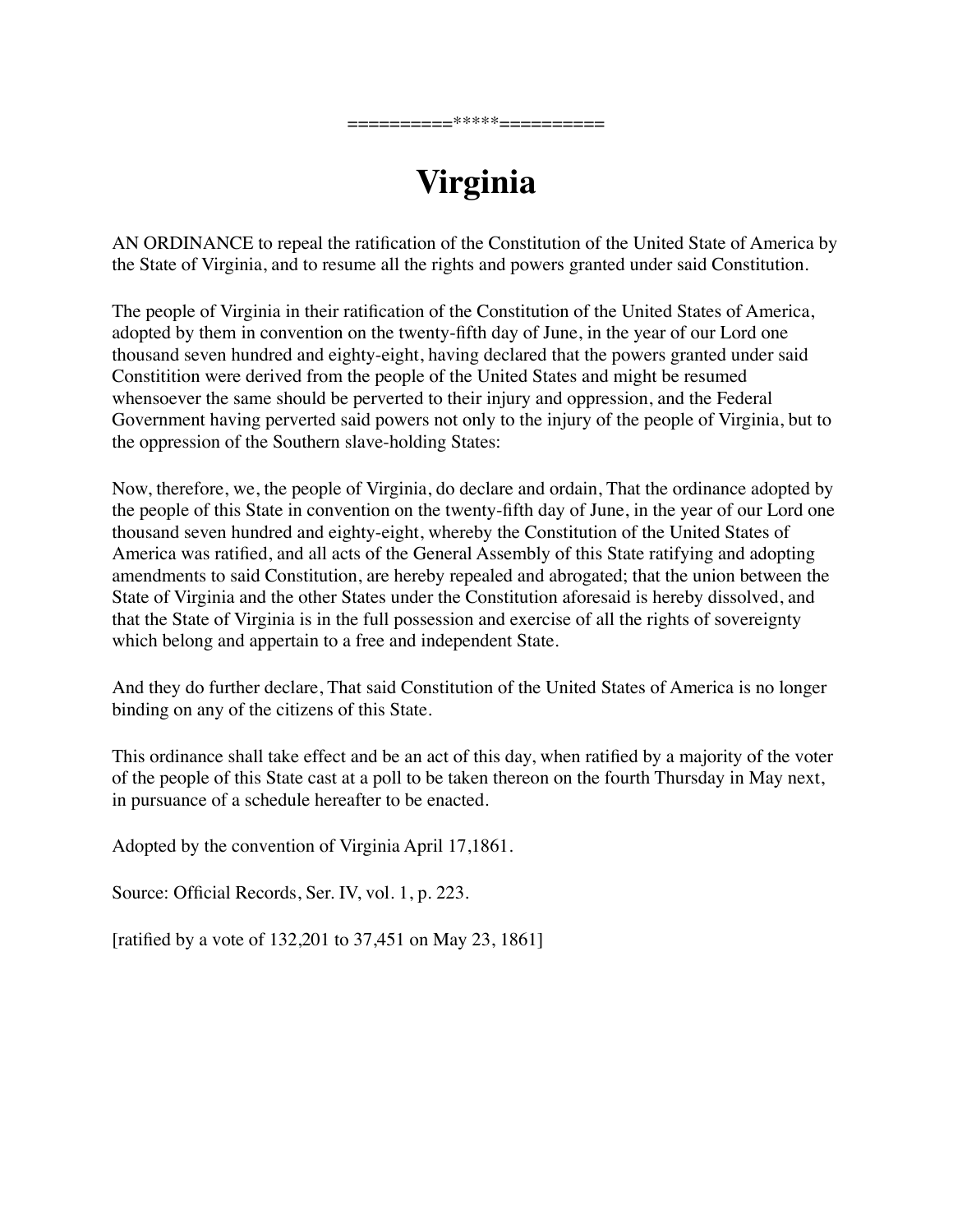==========*****==========

# Virginia

AN ORDINANCE to repeal the ratification of the Constitution of the United State of America by the State of Virginia, and to resume all the rights and powers granted under said Constitution.

The people of Virginia in their ratification of the Constitution of the United States of America, adopted by them in convention on the twenty-fifth day of June, in the year of our Lord one thousand seven hundred and eighty-eight, having declared that the powers granted under said Constitition were derived from the people of the United States and might be resumed whensoever the same should be perverted to their injury and oppression, and the Federal Government having perverted said powers not only to the injury of the people of Virginia, but to the oppression of the Southern slave-holding States:

Now, therefore, we, the people of Virginia, do declare and ordain, That the ordinance adopted by the people of this State in convention on the twenty-fifth day of June, in the year of our Lord one thousand seven hundred and eighty-eight, whereby the Constitution of the United States of America was ratified, and all acts of the General Assembly of this State ratifying and adopting amendments to said Constitution, are hereby repealed and abrogated; that the union between the State of Virginia and the other States under the Constitution aforesaid is hereby dissolved, and that the State of Virginia is in the full possession and exercise of all the rights of sovereignty which belong and appertain to a free and independent State.

And they do further declare, That said Constitution of the United States of America is no longer binding on any of the citizens of this State.

This ordinance shall take effect and be an act of this day, when ratified by a majority of the voter of the people of this State cast at a poll to be taken thereon on the fourth Thursday in May next, in pursuance of a schedule hereafter to be enacted.

Adopted by the convention of Virginia April 17,1861.

Source: Official Records, Ser. IV, vol. 1, p. 223.

[ratified by a vote of 132,201 to 37,451 on May 23, 1861]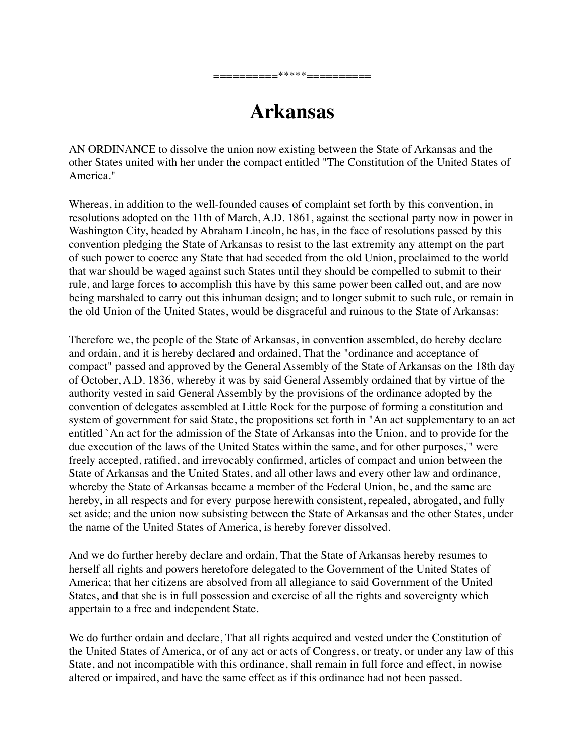==========*****==========

# Arkansas

AN ORDINANCE to dissolve the union now existing between the State of Arkansas and the other States united with her under the compact entitled "The Constitution of the United States of America."

Whereas, in addition to the well-founded causes of complaint set forth by this convention, in resolutions adopted on the 11th of March, A.D. 1861, against the sectional party now in power in Washington City, headed by Abraham Lincoln, he has, in the face of resolutions passed by this convention pledging the State of Arkansas to resist to the last extremity any attempt on the part of such power to coerce any State that had seceded from the old Union, proclaimed to the world that war should be waged against such States until they should be compelled to submit to their rule, and large forces to accomplish this have by this same power been called out, and are now being marshaled to carry out this inhuman design; and to longer submit to such rule, or remain in the old Union of the United States, would be disgraceful and ruinous to the State of Arkansas:

Therefore we, the people of the State of Arkansas, in convention assembled, do hereby declare and ordain, and it is hereby declared and ordained, That the "ordinance and acceptance of compact" passed and approved by the General Assembly of the State of Arkansas on the 18th day of October, A.D. 1836, whereby it was by said General Assembly ordained that by virtue of the authority vested in said General Assembly by the provisions of the ordinance adopted by the convention of delegates assembled at Little Rock for the purpose of forming a constitution and system of government for said State, the propositions set forth in "An act supplementary to an act entitled `An act for the admission of the State of Arkansas into the Union, and to provide for the due execution of the laws of the United States within the same, and for other purposes,'" were freely accepted, ratified, and irrevocably confirmed, articles of compact and union between the State of Arkansas and the United States, and all other laws and every other law and ordinance, whereby the State of Arkansas became a member of the Federal Union, be, and the same are hereby, in all respects and for every purpose herewith consistent, repealed, abrogated, and fully set aside; and the union now subsisting between the State of Arkansas and the other States, under the name of the United States of America, is hereby forever dissolved.

And we do further hereby declare and ordain, That the State of Arkansas hereby resumes to herself all rights and powers heretofore delegated to the Government of the United States of America; that her citizens are absolved from all allegiance to said Government of the United States, and that she is in full possession and exercise of all the rights and sovereignty which appertain to a free and independent State.

We do further ordain and declare, That all rights acquired and vested under the Constitution of the United States of America, or of any act or acts of Congress, or treaty, or under any law of this State, and not incompatible with this ordinance, shall remain in full force and effect, in nowise altered or impaired, and have the same effect as if this ordinance had not been passed.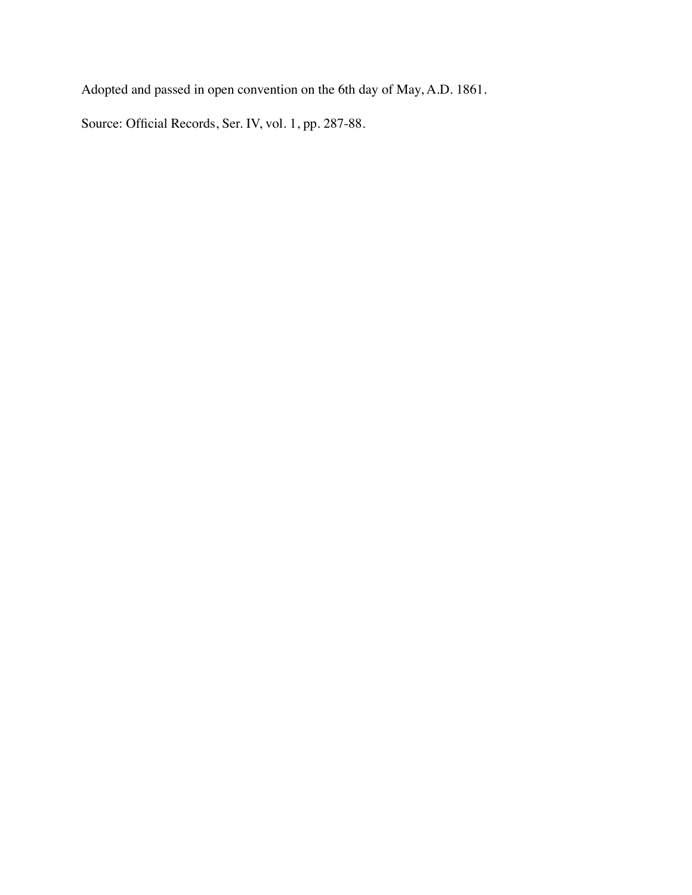Adopted and passed in open convention on the 6th day of May, A.D. 1861.

Source: Official Records, Ser. IV, vol. 1, pp. 287-88.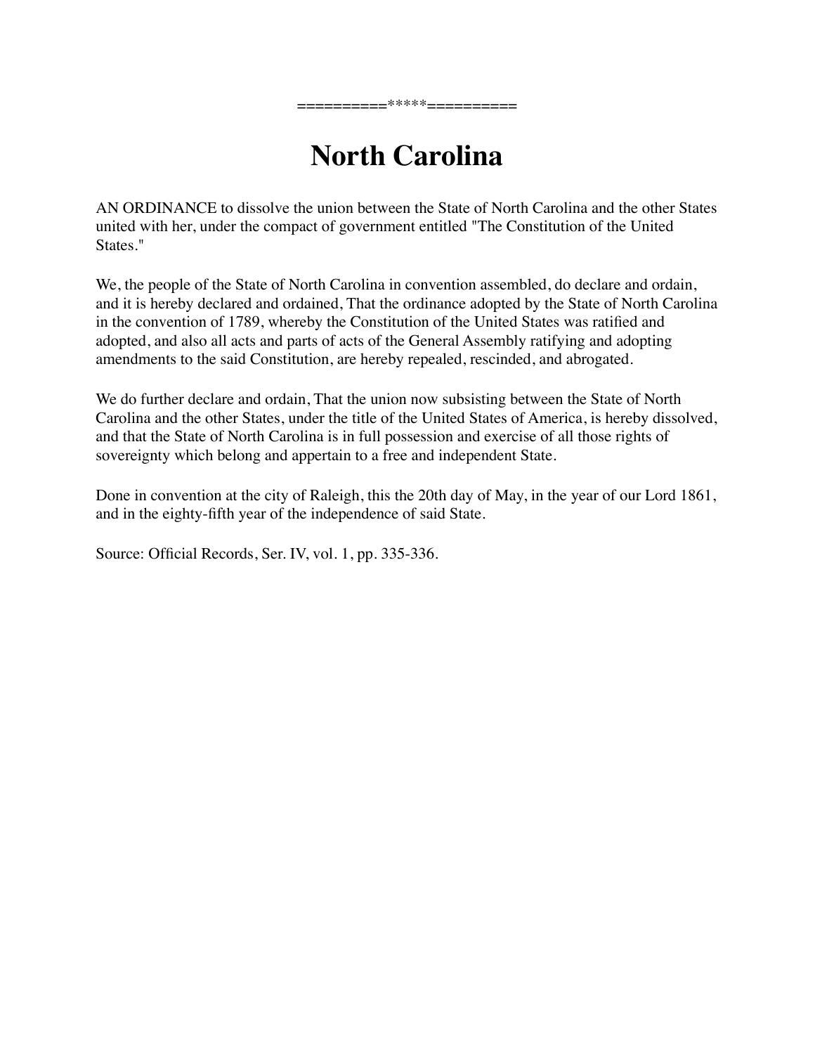==========*****==========

# North Carolina

AN ORDINANCE to dissolve the union between the State of North Carolina and the other States united with her, under the compact of government entitled "The Constitution of the United States."

We, the people of the State of North Carolina in convention assembled, do declare and ordain, and it is hereby declared and ordained, That the ordinance adopted by the State of North Carolina in the convention of 1789, whereby the Constitution of the United States was ratified and adopted, and also all acts and parts of acts of the General Assembly ratifying and adopting amendments to the said Constitution, are hereby repealed, rescinded, and abrogated.

We do further declare and ordain, That the union now subsisting between the State of North Carolina and the other States, under the title of the United States of America, is hereby dissolved, and that the State of North Carolina is in full possession and exercise of all those rights of sovereignty which belong and appertain to a free and independent State.

Done in convention at the city of Raleigh, this the 20th day of May, in the year of our Lord 1861, and in the eighty-fifth year of the independence of said State.

Source: Official Records, Ser. IV, vol. 1, pp. 335-336.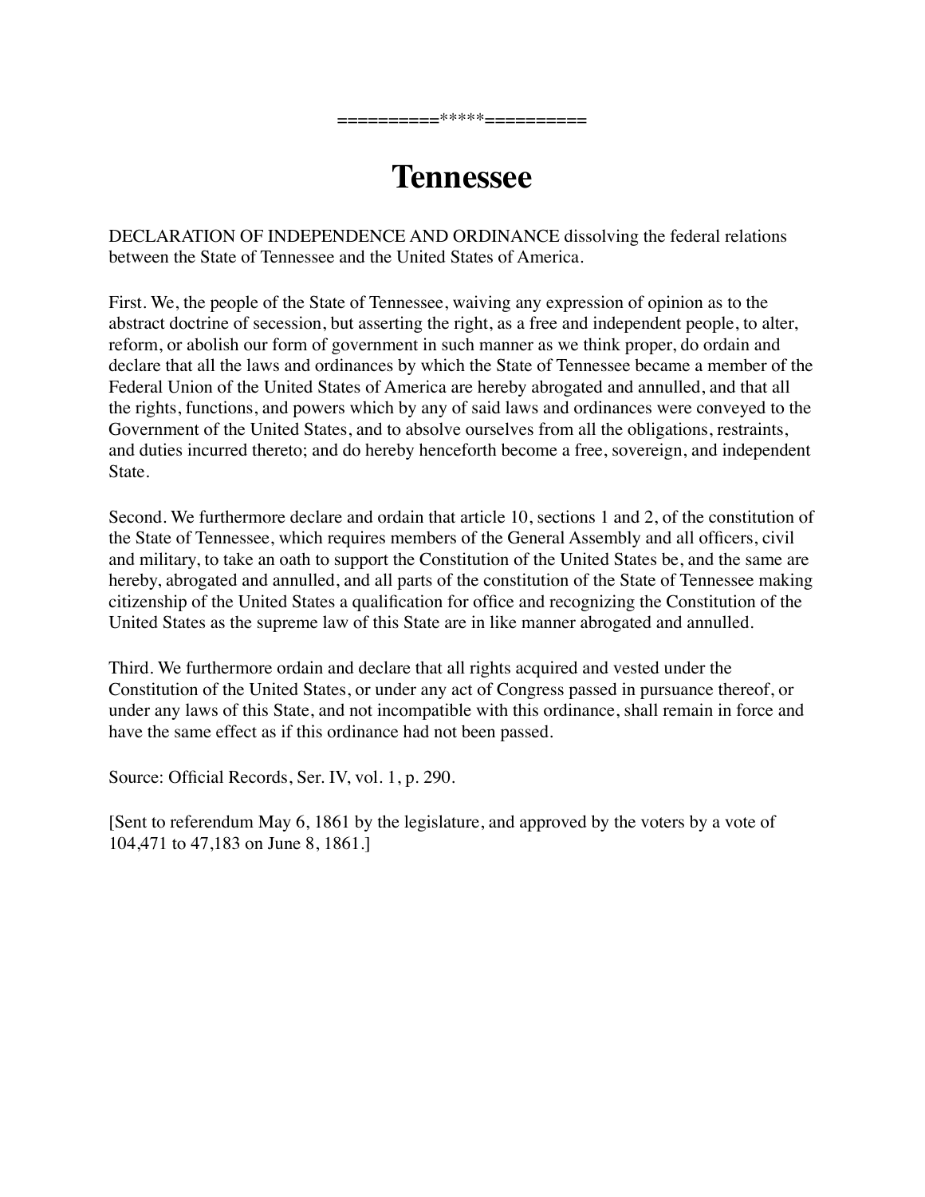=========*****=========

# Tennessee

DECLARATION OF INDEPENDENCE AND ORDINANCE dissolving the federal relations between the State of Tennessee and the United States of America.

First. We, the people of the State of Tennessee, waiving any expression of opinion as to the abstract doctrine of secession, but asserting the right, as a free and independent people, to alter, reform, or abolish our form of government in such manner as we think proper, do ordain and declare that all the laws and ordinances by which the State of Tennessee became a member of the Federal Union of the United States of America are hereby abrogated and annulled, and that all the rights, functions, and powers which by any of said laws and ordinances were conveyed to the Government of the United States, and to absolve ourselves from all the obligations, restraints, and duties incurred thereto; and do hereby henceforth become a free, sovereign, and independent State.

Second. We furthermore declare and ordain that article 10, sections 1 and 2, of the constitution of the State of Tennessee, which requires members of the General Assembly and all officers, civil and military, to take an oath to support the Constitution of the United States be, and the same are hereby, abrogated and annulled, and all parts of the constitution of the State of Tennessee making citizenship of the United States a qualification for office and recognizing the Constitution of the United States as the supreme law of this State are in like manner abrogated and annulled.

Third. We furthermore ordain and declare that all rights acquired and vested under the Constitution of the United States, or under any act of Congress passed in pursuance thereof, or under any laws of this State, and not incompatible with this ordinance, shall remain in force and have the same effect as if this ordinance had not been passed.

Source: Official Records, Ser. IV, vol. 1, p. 290.

[Sent to referendum May 6, 1861 by the legislature, and approved by the voters by a vote of 104,471 to 47,183 on June 8, 1861.]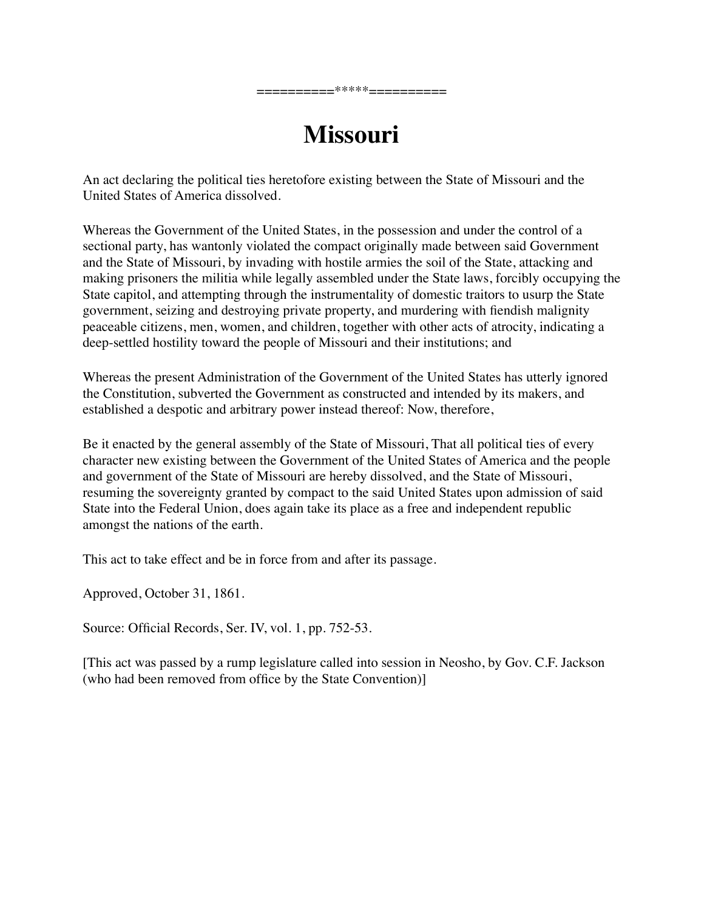=========*****=========

# Missouri

An act declaring the political ties heretofore existing between the State of Missouri and the United States of America dissolved.

Whereas the Government of the United States, in the possession and under the control of a sectional party, has wantonly violated the compact originally made between said Government and the State of Missouri, by invading with hostile armies the soil of the State, attacking and making prisoners the militia while legally assembled under the State laws, forcibly occupying the State capitol, and attempting through the instrumentality of domestic traitors to usurp the State government, seizing and destroying private property, and murdering with fiendish malignity peaceable citizens, men, women, and children, together with other acts of atrocity, indicating a deep-settled hostility toward the people of Missouri and their institutions; and

Whereas the present Administration of the Government of the United States has utterly ignored the Constitution, subverted the Government as constructed and intended by its makers, and established a despotic and arbitrary power instead thereof: Now, therefore,

Be it enacted by the general assembly of the State of Missouri, That all political ties of every character new existing between the Government of the United States of America and the people and government of the State of Missouri are hereby dissolved, and the State of Missouri, resuming the sovereignty granted by compact to the said United States upon admission of said State into the Federal Union, does again take its place as a free and independent republic amongst the nations of the earth.

This act to take effect and be in force from and after its passage.

Approved, October 31, 1861.

Source: Official Records, Ser. IV, vol. 1, pp. 752-53.

[This act was passed by a rump legislature called into session in Neosho, by Gov. C.F. Jackson (who had been removed from office by the State Convention)]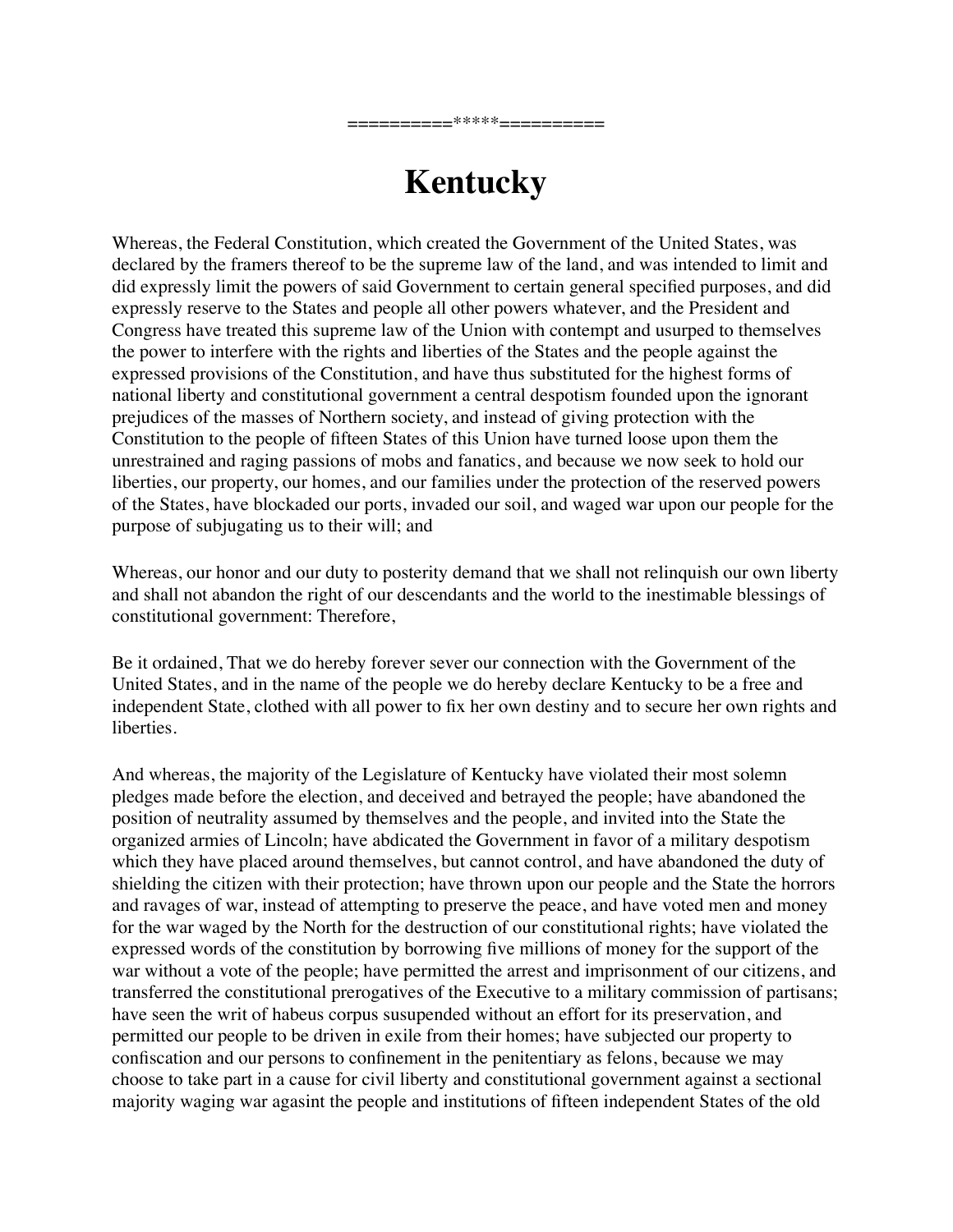==========*****==========

# Kentucky

Whereas, the Federal Constitution, which created the Government of the United States, was declared by the framers thereof to be the supreme law of the land, and was intended to limit and did expressly limit the powers of said Government to certain general specified purposes, and did expressly reserve to the States and people all other powers whatever, and the President and Congress have treated this supreme law of the Union with contempt and usurped to themselves the power to interfere with the rights and liberties of the States and the people against the expressed provisions of the Constitution, and have thus substituted for the highest forms of national liberty and constitutional government a central despotism founded upon the ignorant prejudices of the masses of Northern society, and instead of giving protection with the Constitution to the people of fifteen States of this Union have turned loose upon them the unrestrained and raging passions of mobs and fanatics, and because we now seek to hold our liberties, our property, our homes, and our families under the protection of the reserved powers of the States, have blockaded our ports, invaded our soil, and waged war upon our people for the purpose of subjugating us to their will; and

Whereas, our honor and our duty to posterity demand that we shall not relinquish our own liberty and shall not abandon the right of our descendants and the world to the inestimable blessings of constitutional government: Therefore,

Be it ordained, That we do hereby forever sever our connection with the Government of the United States, and in the name of the people we do hereby declare Kentucky to be a free and independent State, clothed with all power to fix her own destiny and to secure her own rights and liberties.

And whereas, the majority of the Legislature of Kentucky have violated their most solemn pledges made before the election, and deceived and betrayed the people; have abandoned the position of neutrality assumed by themselves and the people, and invited into the State the organized armies of Lincoln; have abdicated the Government in favor of a military despotism which they have placed around themselves, but cannot control, and have abandoned the duty of shielding the citizen with their protection; have thrown upon our people and the State the horrors and ravages of war, instead of attempting to preserve the peace, and have voted men and money for the war waged by the North for the destruction of our constitutional rights; have violated the expressed words of the constitution by borrowing five millions of money for the support of the war without a vote of the people; have permitted the arrest and imprisonment of our citizens, and transferred the constitutional prerogatives of the Executive to a military commission of partisans; have seen the writ of habeus corpus sususpended without an effort for its preservation, and permitted our people to be driven in exile from their homes; have subjected our property to confiscation and our persons to confinement in the penitentiary as felons, because we may choose to take part in a cause for civil liberty and constitutional government against a sectional majority waging war agasint the people and institutions of fifteen independent States of the old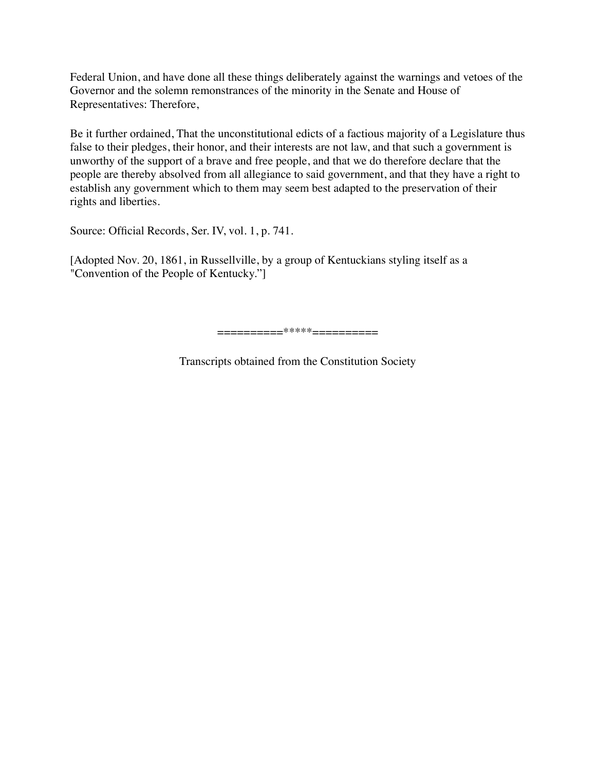Federal Union, and have done all these things deliberately against the warnings and vetoes of the Governor and the solemn remonstrances of the minority in the Senate and House of Representatives: Therefore,

Be it further ordained, That the unconstitutional edicts of a factious majority of a Legislature thus false to their pledges, their honor, and their interests are not law, and that such a government is unworthy of the support of a brave and free people, and that we do therefore declare that the people are thereby absolved from all allegiance to said government, and that they have a right to establish any government which to them may seem best adapted to the preservation of their rights and liberties.

Source: Official Records, Ser. IV, vol. 1, p. 741.

[Adopted Nov. 20, 1861, in Russellville, by a group of Kentuckians styling itself as a "Convention of the People of Kentucky."]

==========*****==========

Transcripts obtained from the Constitution Society